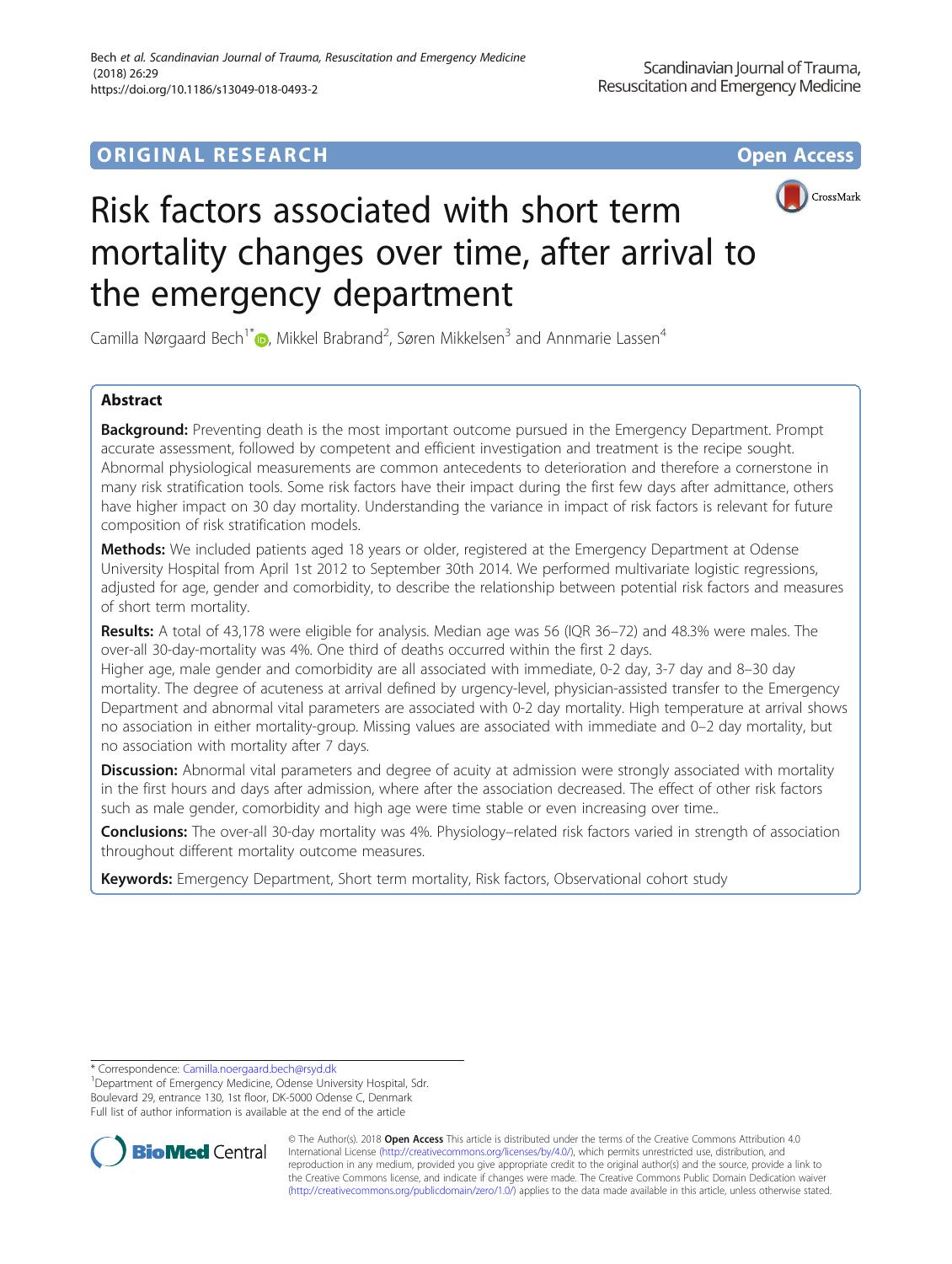ORIGINAL RESEARCH

Open Access

# Risk factors associated with short term mortality changes over time, after arrival to the emergency department

Camilla Nørgaard Bech[1*], Mikkel Brabrand[2], Søren Mikkelsen[3] and Annmarie Lassen[4]

## Abstract

**Background:** Preventing death is the most important outcome pursued in the Emergency Department. Prompt accurate assessment, followed by competent and efficient investigation and treatment is the recipe sought. Abnormal physiological measurements are common antecedents to deterioration and therefore a cornerstone in many risk stratification tools. Some risk factors have their impact during the first few days after admittance, others have higher impact on 30 day mortality. Understanding the variance in impact of risk factors is relevant for future composition of risk stratification models.

**Methods:** We included patients aged 18 years or older, registered at the Emergency Department at Odense University Hospital from April 1st 2012 to September 30th 2014. We performed multivariate logistic regressions, adjusted for age, gender and comorbidity, to describe the relationship between potential risk factors and measures of short term mortality.

**Results:** A total of 43,178 were eligible for analysis. Median age was 56 (IQR 36–72) and 48.3% were males. The over-all 30-day-mortality was 4%. One third of deaths occurred within the first 2 days.
Higher age, male gender and comorbidity are all associated with immediate, 0-2 day, 3-7 day and 8–30 day mortality. The degree of acuteness at arrival defined by urgency-level, physician-assisted transfer to the Emergency Department and abnormal vital parameters are associated with 0-2 day mortality. High temperature at arrival shows no association in either mortality-group. Missing values are associated with immediate and 0–2 day mortality, but no association with mortality after 7 days.

**Discussion:** Abnormal vital parameters and degree of acuity at admission were strongly associated with mortality in the first hours and days after admission, where after the association decreased. The effect of other risk factors such as male gender, comorbidity and high age were time stable or even increasing over time..

**Conclusions:** The over-all 30-day mortality was 4%. Physiology–related risk factors varied in strength of association throughout different mortality outcome measures.

**Keywords:** Emergency Department, Short term mortality, Risk factors, Observational cohort study

* Correspondence: Camilla.noergaard.bech@rsyd.dk
[1]Department of Emergency Medicine, Odense University Hospital, Sdr. Boulevard 29, entrance 130, 1st floor, DK-5000 Odense C, Denmark
Full list of author information is available at the end of the article

© The Author(s). 2018 **Open Access** This article is distributed under the terms of the Creative Commons Attribution 4.0 International License (http://creativecommons.org/licenses/by/4.0/), which permits unrestricted use, distribution, and reproduction in any medium, provided you give appropriate credit to the original author(s) and the source, provide a link to the Creative Commons license, and indicate if changes were made. The Creative Commons Public Domain Dedication waiver (http://creativecommons.org/publicdomain/zero/1.0/) applies to the data made available in this article, unless otherwise stated.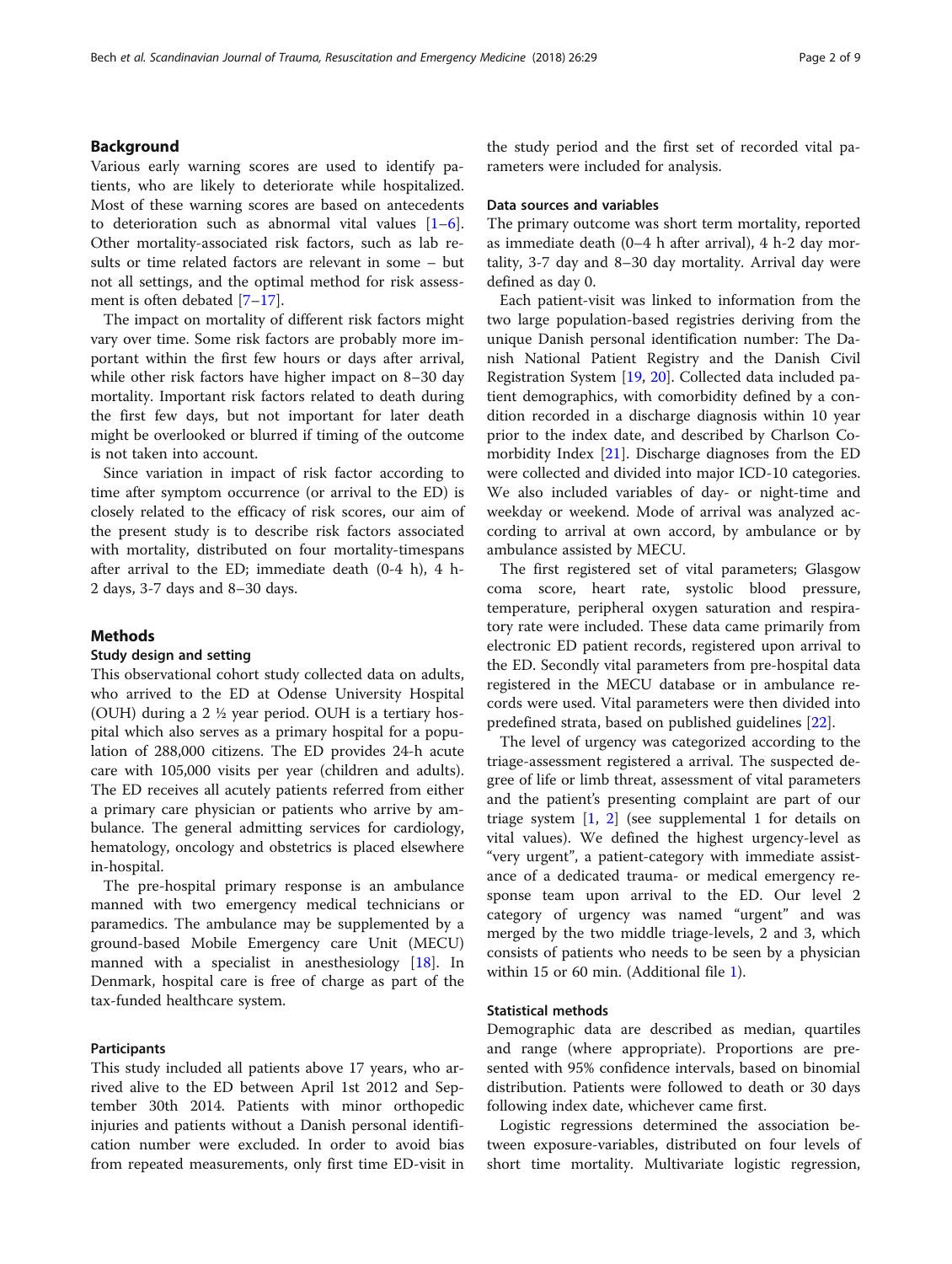## Background

Various early warning scores are used to identify patients, who are likely to deteriorate while hospitalized. Most of these warning scores are based on antecedents to deterioration such as abnormal vital values [1–6]. Other mortality-associated risk factors, such as lab results or time related factors are relevant in some – but not all settings, and the optimal method for risk assessment is often debated [7–17].

The impact on mortality of different risk factors might vary over time. Some risk factors are probably more important within the first few hours or days after arrival, while other risk factors have higher impact on 8–30 day mortality. Important risk factors related to death during the first few days, but not important for later death might be overlooked or blurred if timing of the outcome is not taken into account.

Since variation in impact of risk factor according to time after symptom occurrence (or arrival to the ED) is closely related to the efficacy of risk scores, our aim of the present study is to describe risk factors associated with mortality, distributed on four mortality-timespans after arrival to the ED; immediate death (0-4 h), 4 h-2 days, 3-7 days and 8–30 days.

## Methods

### Study design and setting

This observational cohort study collected data on adults, who arrived to the ED at Odense University Hospital (OUH) during a 2 ½ year period. OUH is a tertiary hospital which also serves as a primary hospital for a population of 288,000 citizens. The ED provides 24-h acute care with 105,000 visits per year (children and adults). The ED receives all acutely patients referred from either a primary care physician or patients who arrive by ambulance. The general admitting services for cardiology, hematology, oncology and obstetrics is placed elsewhere in-hospital.

The pre-hospital primary response is an ambulance manned with two emergency medical technicians or paramedics. The ambulance may be supplemented by a ground-based Mobile Emergency care Unit (MECU) manned with a specialist in anesthesiology [18]. In Denmark, hospital care is free of charge as part of the tax-funded healthcare system.

### Participants

This study included all patients above 17 years, who arrived alive to the ED between April 1st 2012 and September 30th 2014. Patients with minor orthopedic injuries and patients without a Danish personal identification number were excluded. In order to avoid bias from repeated measurements, only first time ED-visit in the study period and the first set of recorded vital parameters were included for analysis.

### Data sources and variables

The primary outcome was short term mortality, reported as immediate death (0–4 h after arrival), 4 h-2 day mortality, 3-7 day and 8–30 day mortality. Arrival day were defined as day 0.

Each patient-visit was linked to information from the two large population-based registries deriving from the unique Danish personal identification number: The Danish National Patient Registry and the Danish Civil Registration System [19, 20]. Collected data included patient demographics, with comorbidity defined by a condition recorded in a discharge diagnosis within 10 year prior to the index date, and described by Charlson Comorbidity Index [21]. Discharge diagnoses from the ED were collected and divided into major ICD-10 categories. We also included variables of day- or night-time and weekday or weekend. Mode of arrival was analyzed according to arrival at own accord, by ambulance or by ambulance assisted by MECU.

The first registered set of vital parameters; Glasgow coma score, heart rate, systolic blood pressure, temperature, peripheral oxygen saturation and respiratory rate were included. These data came primarily from electronic ED patient records, registered upon arrival to the ED. Secondly vital parameters from pre-hospital data registered in the MECU database or in ambulance records were used. Vital parameters were then divided into predefined strata, based on published guidelines [22].

The level of urgency was categorized according to the triage-assessment registered a arrival. The suspected degree of life or limb threat, assessment of vital parameters and the patient's presenting complaint are part of our triage system [1, 2] (see supplemental 1 for details on vital values). We defined the highest urgency-level as "very urgent", a patient-category with immediate assistance of a dedicated trauma- or medical emergency response team upon arrival to the ED. Our level 2 category of urgency was named "urgent" and was merged by the two middle triage-levels, 2 and 3, which consists of patients who needs to be seen by a physician within 15 or 60 min. (Additional file 1).

### Statistical methods

Demographic data are described as median, quartiles and range (where appropriate). Proportions are presented with 95% confidence intervals, based on binomial distribution. Patients were followed to death or 30 days following index date, whichever came first.

Logistic regressions determined the association between exposure-variables, distributed on four levels of short time mortality. Multivariate logistic regression,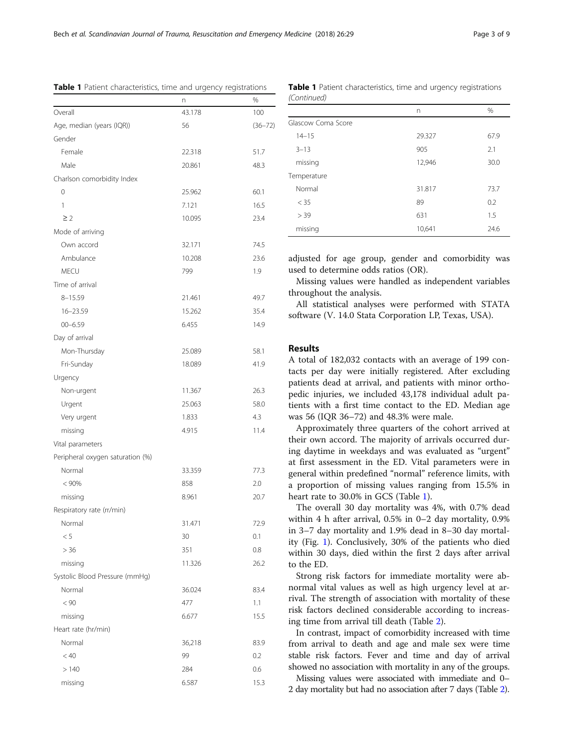**Table 1** Patient characteristics, time and urgency registrations

| | n | % |
|---|---|---|
| Overall | 43.178 | 100 |
| Age, median (years (IQR)) | 56 | (36–72) |
| Gender | | |
| Female | 22.318 | 51.7 |
| Male | 20.861 | 48.3 |
| Charlson comorbidity Index | | |
| 0 | 25.962 | 60.1 |
| 1 | 7.121 | 16.5 |
| ≥ 2 | 10.095 | 23.4 |
| Mode of arriving | | |
| Own accord | 32.171 | 74.5 |
| Ambulance | 10.208 | 23.6 |
| MECU | 799 | 1.9 |
| Time of arrival | | |
| 8–15.59 | 21.461 | 49.7 |
| 16–23.59 | 15.262 | 35.4 |
| 00–6.59 | 6.455 | 14.9 |
| Day of arrival | | |
| Mon-Thursday | 25.089 | 58.1 |
| Fri-Sunday | 18.089 | 41.9 |
| Urgency | | |
| Non-urgent | 11.367 | 26.3 |
| Urgent | 25.063 | 58.0 |
| Very urgent | 1.833 | 4.3 |
| missing | 4.915 | 11.4 |
| Vital parameters | | |
| Peripheral oxygen saturation (%) | | |
| Normal | 33.359 | 77.3 |
| < 90% | 858 | 2.0 |
| missing | 8.961 | 20.7 |
| Respiratory rate (rr/min) | | |
| Normal | 31.471 | 72.9 |
| < 5 | 30 | 0.1 |
| > 36 | 351 | 0.8 |
| missing | 11.326 | 26.2 |
| Systolic Blood Pressure (mmHg) | | |
| Normal | 36.024 | 83.4 |
| < 90 | 477 | 1.1 |
| missing | 6.677 | 15.5 |
| Heart rate (hr/min) | | |
| Normal | 36,218 | 83.9 |
| < 40 | 99 | 0.2 |
| > 140 | 284 | 0.6 |
| missing | 6.587 | 15.3 |
| Glascow Coma Score | | |
| 14–15 | 29.327 | 67.9 |
| 3–13 | 905 | 2.1 |
| missing | 12,946 | 30.0 |
| Temperature | | |
| Normal | 31.817 | 73.7 |
| < 35 | 89 | 0.2 |
| > 39 | 631 | 1.5 |
| missing | 10,641 | 24.6 |

adjusted for age group, gender and comorbidity was used to determine odds ratios (OR).

Missing values were handled as independent variables throughout the analysis.

All statistical analyses were performed with STATA software (V. 14.0 Stata Corporation LP, Texas, USA).

## Results

A total of 182,032 contacts with an average of 199 contacts per day were initially registered. After excluding patients dead at arrival, and patients with minor orthopedic injuries, we included 43,178 individual adult patients with a first time contact to the ED. Median age was 56 (IQR 36–72) and 48.3% were male.

Approximately three quarters of the cohort arrived at their own accord. The majority of arrivals occurred during daytime in weekdays and was evaluated as "urgent" at first assessment in the ED. Vital parameters were in general within predefined "normal" reference limits, with a proportion of missing values ranging from 15.5% in heart rate to 30.0% in GCS (Table 1).

The overall 30 day mortality was 4%, with 0.7% dead within 4 h after arrival, 0.5% in 0–2 day mortality, 0.9% in 3–7 day mortality and 1.9% dead in 8–30 day mortality (Fig. 1). Conclusively, 30% of the patients who died within 30 days, died within the first 2 days after arrival to the ED.

Strong risk factors for immediate mortality were abnormal vital values as well as high urgency level at arrival. The strength of association with mortality of these risk factors declined considerable according to increasing time from arrival till death (Table 2).

In contrast, impact of comorbidity increased with time from arrival to death and age and male sex were time stable risk factors. Fever and time and day of arrival showed no association with mortality in any of the groups.

Missing values were associated with immediate and 0–2 day mortality but had no association after 7 days (Table 2).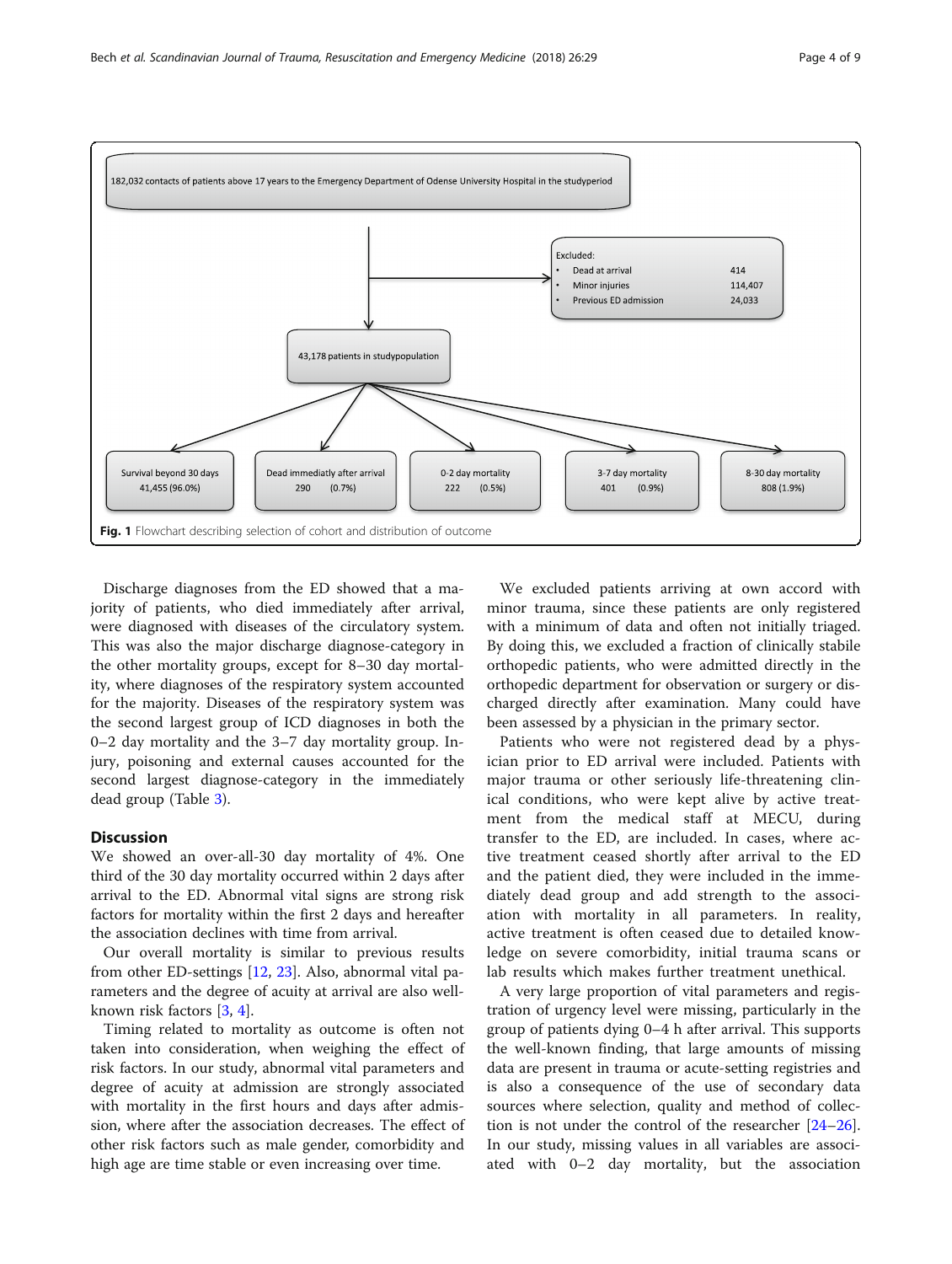182,032 contacts of patients above 17 years to the Emergency Department of Odense University Hospital in the studyperiod

Excluded:
- Dead at arrival 414
- Minor injuries 114,407
- Previous ED admission 24,033

43,178 patients in studypopulation

Survival beyond 30 days
41,455 (96.0%)

Dead immediatly after arrival
290 (0.7%)

0-2 day mortality
222 (0.5%)

3-7 day mortality
401 (0.9%)

8-30 day mortality
808 (1.9%)

**Fig. 1** Flowchart describing selection of cohort and distribution of outcome

Discharge diagnoses from the ED showed that a majority of patients, who died immediately after arrival, were diagnosed with diseases of the circulatory system. This was also the major discharge diagnose-category in the other mortality groups, except for 8–30 day mortality, where diagnoses of the respiratory system accounted for the majority. Diseases of the respiratory system was the second largest group of ICD diagnoses in both the 0–2 day mortality and the 3–7 day mortality group. Injury, poisoning and external causes accounted for the second largest diagnose-category in the immediately dead group (Table 3).

## Discussion

We showed an over-all-30 day mortality of 4%. One third of the 30 day mortality occurred within 2 days after arrival to the ED. Abnormal vital signs are strong risk factors for mortality within the first 2 days and hereafter the association declines with time from arrival.

Our overall mortality is similar to previous results from other ED-settings [12, 23]. Also, abnormal vital parameters and the degree of acuity at arrival are also well-known risk factors [3, 4].

Timing related to mortality as outcome is often not taken into consideration, when weighing the effect of risk factors. In our study, abnormal vital parameters and degree of acuity at admission are strongly associated with mortality in the first hours and days after admission, where after the association decreases. The effect of other risk factors such as male gender, comorbidity and high age are time stable or even increasing over time.

We excluded patients arriving at own accord with minor trauma, since these patients are only registered with a minimum of data and often not initially triaged. By doing this, we excluded a fraction of clinically stabile orthopedic patients, who were admitted directly in the orthopedic department for observation or surgery or discharged directly after examination. Many could have been assessed by a physician in the primary sector.

Patients who were not registered dead by a physician prior to ED arrival were included. Patients with major trauma or other seriously life-threatening clinical conditions, who were kept alive by active treatment from the medical staff at MECU, during transfer to the ED, are included. In cases, where active treatment ceased shortly after arrival to the ED and the patient died, they were included in the immediately dead group and add strength to the association with mortality in all parameters. In reality, active treatment is often ceased due to detailed knowledge on severe comorbidity, initial trauma scans or lab results which makes further treatment unethical.

A very large proportion of vital parameters and registration of urgency level were missing, particularly in the group of patients dying 0–4 h after arrival. This supports the well-known finding, that large amounts of missing data are present in trauma or acute-setting registries and is also a consequence of the use of secondary data sources where selection, quality and method of collection is not under the control of the researcher [24–26]. In our study, missing values in all variables are associated with 0–2 day mortality, but the association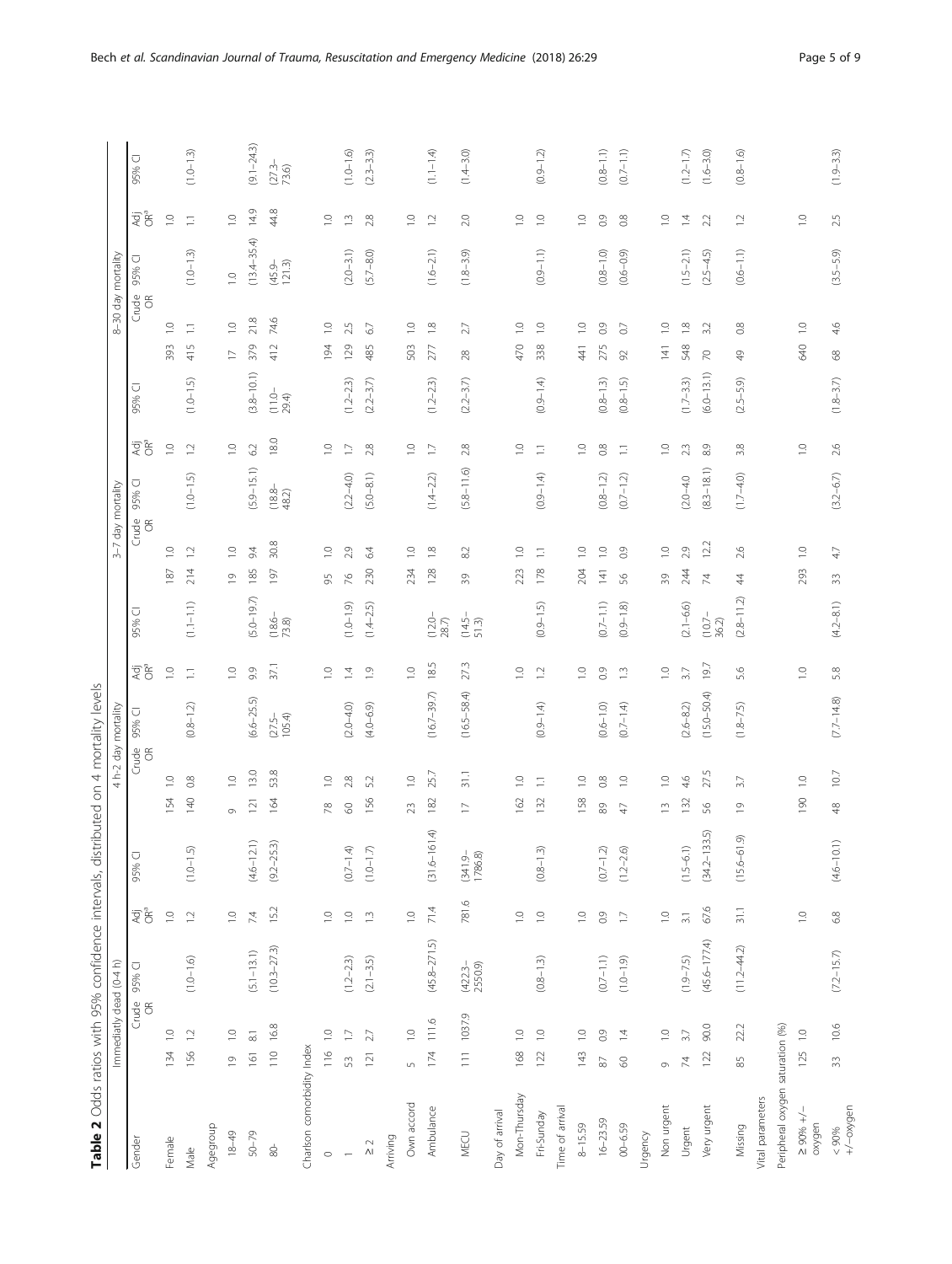**Table 2** Odds ratios with 95% confidence intervals, distributed on 4 mortality levels

| | Immediatly dead (0-4 h) | | | | | 4 h-2 day mortality | | | | | 3–7 day mortality | | | | | 8–30 day mortality | | | | |
|---|---|---|---|---|---|---|---|---|---|---|---|---|---|---|---|---|---|---|---|---|
| | | Crude OR | 95% CI | Adj OR[a] | 95% CI | | Crude OR | 95% CI | Adj OR[a] | 95% CI | | Crude OR | 95% CI | Adj OR[a] | 95% CI | | Crude OR | 95% CI | Adj OR[a] | 95% CI |
| Gender | | | | | | | | | | | | | | | | | | | | |
| Female | 134 | 1.0 | | 1.0 | | 154 | 1.0 | | 1.0 | | 187 | 1.0 | | 1.0 | | 393 | 1.0 | | 1.0 | |
| Male | 156 | 1.2 | (1.0–1.6) | 1.2 | (1.0–1.5) | 140 | 0.8 | (0.8–1.2) | 1.1 | (1.1–1.1) | 214 | 1.2 | (1.0–1.5) | 1.2 | (1.0–1.5) | 415 | 1.1 | (1.0–1.3) | 1.1 | (1.0–1.3) |
| Agegroup | | | | | | | | | | | | | | | | | | | | |
| 18–49 | 19 | 1.0 | | 1.0 | | 9 | 1.0 | | 1.0 | | 19 | 1.0 | | 1.0 | | 17 | 1.0 | 1.0 | 1.0 | |
| 50–79 | 161 | 8.1 | (5.1–13.1) | 7.4 | (4.6–12.1) | 121 | 13.0 | (6.6–25.5) | 9.9 | (5.0–19.7) | 185 | 9.4 | (5.9–15.1) | 6.2 | (3.8–10.1) | 379 | 21.8 | (13.4–35.4) | 14.9 | (9.1–24.3) |
| 80- | 110 | 16.8 | (10.3–27.3) | 15.2 | (9.2–25.3) | 164 | 53.8 | (27.5–105.4) | 37.1 | (18.6–73.8) | 197 | 30.8 | (18.8–48.2) | 18.0 | (11.0–29.4) | 412 | 74.6 | (45.9–121.3) | 44.8 | (27.3–73.6) |
| Charlson comorbidity Index | | | | | | | | | | | | | | | | | | | | |
| 0 | 116 | 1.0 | | 1.0 | | 78 | 1.0 | | 1.0 | | 95 | 1.0 | | 1.0 | | 194 | 1.0 | | 1.0 | |
| 1 | 53 | 1.7 | (1.2–2.3) | 1.0 | (0.7–1.4) | 60 | 2.8 | (2.0–4.0) | 1.4 | (1.0–1.9) | 76 | 2.9 | (2.2–4.0) | 1.7 | (1.2–2.3) | 129 | 2.5 | (2.0–3.1) | 1.3 | (1.0–1.6) |
| ≥ 2 | 121 | 2.7 | (2.1–3.5) | 1.3 | (1.0–1.7) | 156 | 5.2 | (4.0–6.9) | 1.9 | (1.4–2.5) | 230 | 6.4 | (5.0–8.1) | 2.8 | (2.2–3.7) | 485 | 6.7 | (5.7–8.0) | 2.8 | (2.3–3.3) |
| Arriving | | | | | | | | | | | | | | | | | | | | |
| Own accord | 5 | 1.0 | | 1.0 | | 23 | 1.0 | | 1.0 | | 234 | 1.0 | | 1.0 | | 503 | 1.0 | | 1.0 | |
| Ambulance | 174 | 111.6 | (45.8–271.5) | 71.4 | (31.6–161.4) | 182 | 25.7 | (16.7–39.7) | 18.5 | (12.0–28.7) | 128 | 1.8 | (1.4–2.2) | 1.7 | (1.2–2.3) | 277 | 1.8 | (1.6–2.1) | 1.2 | (1.1–1.4) |
| MECU | 111 | 1037.9 | (422.3–2550.9) | 781.6 | (341.9–1786.8) | 17 | 31.1 | (16.5–58.4) | 27.3 | (14.5–51.3) | 39 | 8.2 | (5.8–11.6) | 2.8 | (2.2–3.7) | 28 | 2.7 | (1.8–3.9) | 2.0 | (1.4–3.0) |
| Day of arrival | | | | | | | | | | | | | | | | | | | | |
| Mon-Thursday | 168 | 1.0 | | 1.0 | | 162 | 1.0 | | 1.0 | | 223 | 1.0 | | 1.0 | | 470 | 1.0 | | 1.0 | |
| Fri-Sunday | 122 | 1.0 | (0.8–1.3) | 1.0 | (0.8–1.3) | 132 | 1.1 | (0.9–1.4) | 1.2 | (0.9–1.5) | 178 | 1.1 | (0.9–1.4) | 1.1 | (0.9–1.4) | 338 | 1.0 | (0.9–1.1) | 1.0 | (0.9–1.2) |
| Time of arrival | | | | | | | | | | | | | | | | | | | | |
| 8–15.59 | 143 | 1.0 | | 1.0 | | 158 | 1.0 | | 1.0 | | 204 | 1.0 | | 1.0 | | 441 | 1.0 | | 1.0 | |
| 16–23.59 | 87 | 0.9 | (0.7–1.1) | 0.9 | (0.7–1.2) | 89 | 0.8 | (0.6–1.0) | 0.9 | (0.7–1.1) | 141 | 1.0 | (0.8–1.2) | 0.8 | (0.8–1.3) | 275 | 0.9 | (0.8–1.0) | 0.9 | (0.8–1.1) |
| 00–6.59 | 60 | 1.4 | (1.0–1.9) | 1.7 | (1.2–2.6) | 47 | 1.0 | (0.7–1.4) | 1.3 | (0.9–1.8) | 56 | 0.9 | (0.7–1.2) | 1.1 | (0.8–1.5) | 92 | 0.7 | (0.6–0.9) | 0.8 | (0.7–1.1) |
| Urgency | | | | | | | | | | | | | | | | | | | | |
| Non urgent | 9 | 1.0 | | 1.0 | | 13 | 1.0 | | 1.0 | | 39 | 1.0 | | 1.0 | | 141 | 1.0 | | 1.0 | |
| Urgent | 74 | 3.7 | (1.9–7.5) | 3.1 | (1.5–6.1) | 132 | 4.6 | (2.6–8.2) | 3.7 | (2.1–6.6) | 244 | 2.9 | (2.0–4.0) | 2.3 | (1.7–3.3) | 548 | 1.8 | (1.5–2.1) | 1.4 | (1.2–1.7) |
| Very urgent | 122 | 90.0 | (45.6–177.4) | 67.6 | (34.2–133.5) | 56 | 27.5 | (15.0–50.4) | 19.7 | (10.7–36.2) | 74 | 12.2 | (8.3–18.1) | 8.9 | (6.0–13.1) | 70 | 3.2 | (2.5–4.5) | 2.2 | (1.6–3.0) |
| Missing | 85 | 22.2 | (11.2–44.2) | 31.1 | (15.6–61.9) | 19 | 3.7 | (1.8–7.5) | 5.6 | (2.8–11.2) | 44 | 2.6 | (1.7–4.0) | 3.8 | (2.5–5.9) | 49 | 0.8 | (0.6–1.1) | 1.2 | (0.8–1.6) |
| Vital parameters | | | | | | | | | | | | | | | | | | | | |
| Peripheral oxygen saturation (%) | | | | | | | | | | | | | | | | | | | | |
| ≥ 90% +/− oxygen | 125 | 1.0 | | 1.0 | | 190 | 1.0 | | 1.0 | | 293 | 1.0 | | 1.0 | | 640 | 1.0 | | 1.0 | |
| < 90% +/−oxygen | 33 | 10.6 | (7.2–15.7) | 6.8 | (4.6–10.1) | 48 | 10.7 | (7.7–14.8) | 5.8 | (4.2–8.1) | 33 | 4.7 | (3.2–6.7) | 2.6 | (1.8–3.7) | 68 | 4.6 | (3.5–5.9) | 2.5 | (1.9–3.3) |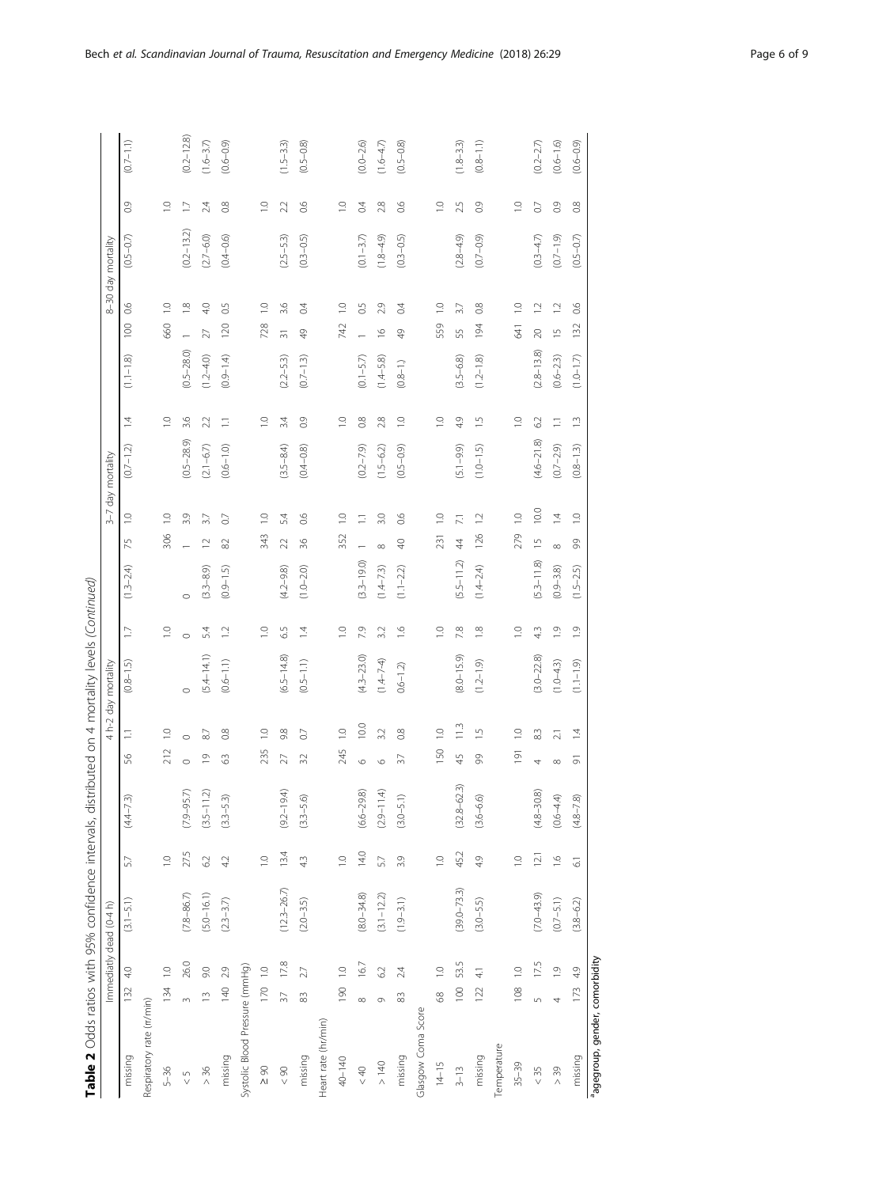**Table 2** Odds ratios with 95% confidence intervals, distributed on 4 mortality levels *(Continued)*

| | Immediatly dead (0-4 h) | | | | | 4 h-2 day mortality | | | | | 3-7 day mortality | | | | | 8-30 day mortality | | | | |
|---|---|---|---|---|---|---|---|---|---|---|---|---|---|---|---|---|---|---|---|---|
| missing | 132 | 4.0 | (3.1–5.1) | 5.7 | (4.4–7.3) | 56 | 1.1 | (0.8–1.5) | 1.7 | (1.3–2.4) | 75 | 1.0 | (0.7–1.2) | 1.4 | (1.1–1.8) | 100 | 0.6 | (0.5–0.7) | 0.9 | (0.7–1.1) |
| Respiratory rate (rr/min) | | | | | | | | | | | | | | | | | | | | |
| 5–36 | 134 | 1.0 | | 1.0 | | 212 | 1.0 | | 1.0 | | 306 | 1.0 | | 1.0 | | 660 | 1.0 | | 1.0 | |
| < 5 | 3 | 26.0 | (7.8–86.7) | 27.5 | (7.9–95.7) | 0 | 0 | 0 | 0 | 0 | 1 | 3.9 | (0.5–28.9) | 3.6 | (0.5–28.0) | 1 | 1.8 | (0.2–13.2) | 1.7 | (0.2–12.8) |
| > 36 | 13 | 9.0 | (5.0–16.1) | 6.2 | (3.5–11.2) | 19 | 8.7 | (5.4–14.1) | 5.4 | (3.3–8.9) | 12 | 3.7 | (2.1–6.7) | 2.2 | (1.2–4.0) | 27 | 4.0 | (2.7–6.0) | 2.4 | (1.6–3.7) |
| missing | 140 | 2.9 | (2.3–3.7) | 4.2 | (3.3–5.3) | 63 | 0.8 | (0.6–1.1) | 1.2 | (0.9–1.5) | 82 | 0.7 | (0.6–1.0) | 1.1 | (0.9–1.4) | 120 | 0.5 | (0.4–0.6) | 0.8 | (0.6–0.9) |
| Systolic Blood Pressure (mmHg) | | | | | | | | | | | | | | | | | | | | |
| ≥ 90 | 170 | 1.0 | | 1.0 | | 235 | 1.0 | | 1.0 | | 343 | 1.0 | | 1.0 | | 728 | 1.0 | | 1.0 | |
| < 90 | 37 | 17.8 | (12.3–26.7) | 13.4 | (9.2–19.4) | 27 | 9.8 | (6.5–14.8) | 6.5 | (4.2–9.8) | 22 | 5.4 | (3.5–8.4) | 3.4 | (2.2–5.3) | 31 | 3.6 | (2.5–5.3) | 2.2 | (1.5–3.3) |
| missing | 83 | 2.7 | (2.0–3.5) | 4.3 | (3.3–5.6) | 32 | 0.7 | (0.5–1.1) | 1.4 | (1.0–2.0) | 36 | 0.6 | (0.4–0.8) | 0.9 | (0.7–1.3) | 49 | 0.4 | (0.3–0.5) | 0.6 | (0.5–0.8) |
| Heart rate (hr/min) | | | | | | | | | | | | | | | | | | | | |
| 40–140 | 190 | 1.0 | | 1.0 | | 245 | 1.0 | | 1.0 | | 352 | 1.0 | | 1.0 | | 742 | 1.0 | | 1.0 | |
| < 40 | 8 | 16.7 | (8.0–34.8) | 14.0 | (6.6–29.8) | 6 | 10.0 | (4.3–23.0) | 7.9 | (3.3–19.0) | 1 | 1.1 | (0.2–7.9) | 0.8 | (0.1–5.7) | 1 | 0.5 | (0.1–3.7) | 0.4 | (0.0–2.6) |
| > 140 | 9 | 6.2 | (3.1–12.2) | 5.7 | (2.9–11.4) | 6 | 3.2 | (1.4–7.4) | 3.2 | (1.4–7.3) | 8 | 3.0 | (1.5–6.2) | 2.8 | (1.4–5.8) | 16 | 2.9 | (1.8–4.9) | 2.8 | (1.6–4.7) |
| missing | 83 | 2.4 | (1.9–3.1) | 3.9 | (3.0–5.1) | 37 | 0.8 | 0.6–1.2) | 1.6 | (1.1–2.2) | 40 | 0.6 | (0.5–0.9) | 1.0 | (0.8–1.) | 49 | 0.4 | (0.3–0.5) | 0.6 | (0.5–0.8) |
| Glasgow Coma Score | | | | | | | | | | | | | | | | | | | | |
| 14–15 | 68 | 1.0 | | 1.0 | | 150 | 1.0 | | 1.0 | | 231 | 1.0 | | 1.0 | | 559 | 1.0 | | 1.0 | |
| 3–13 | 100 | 53.5 | (39.0–73.3) | 45.2 | (32.8–62.3) | 45 | 11.3 | (8.0–15.9) | 7.8 | (5.5–11.2) | 44 | 7.1 | (5.1–9.9) | 4.9 | (3.5–6.8) | 55 | 3.7 | (2.8–4.9) | 2.5 | (1.8–3.3) |
| missing | 122 | 4.1 | (3.0–5.5) | 4.9 | (3.6–6.6) | 99 | 1.5 | (1.2–1.9) | 1.8 | (1.4–2.4) | 126 | 1.2 | (1.0–1.5) | 1.5 | (1.2–1.8) | 194 | 0.8 | (0.7–0.9) | 0.9 | (0.8–1.1) |
| Temperature | | | | | | | | | | | | | | | | | | | | |
| 35–39 | 108 | 1.0 | | 1.0 | | 191 | 1.0 | | 1.0 | | 279 | 1.0 | | 1.0 | | 641 | 1.0 | | 1.0 | |
| < 35 | 5 | 17.5 | (7.0–43.9) | 12.1 | (4.8–30.8) | 4 | 8.3 | (3.0–22.8) | 4.3 | (5.3–11.8) | 15 | 10.0 | (4.6–21.8) | 6.2 | (2.8–13.8) | 20 | 1.2 | (0.3–4.7) | 0.7 | (0.2–2.7) |
| > 39 | 4 | 1.9 | (0.7–5.1) | 1.6 | (0.6–4.4) | 8 | 2.1 | (1.0–4.3) | 1.9 | (0.9–3.8) | 8 | 1.4 | (0.7–2.9) | 1.1 | (0.6–2.3) | 15 | 1.2 | (0.7–1.9) | 0.9 | (0.6–1.6) |
| missing | 173 | 4.9 | (3.8–6.2) | 6.1 | (4.8–7.8) | 91 | 1.4 | (1.1–1.9) | 1.9 | (1.5–2.5) | 99 | 1.0 | (0.8–1.3) | 1.3 | (1.0–1.7) | 132 | 0.6 | (0.5–0.7) | 0.8 | (0.6–0.9) |

[a]agegroup, gender, comorbidity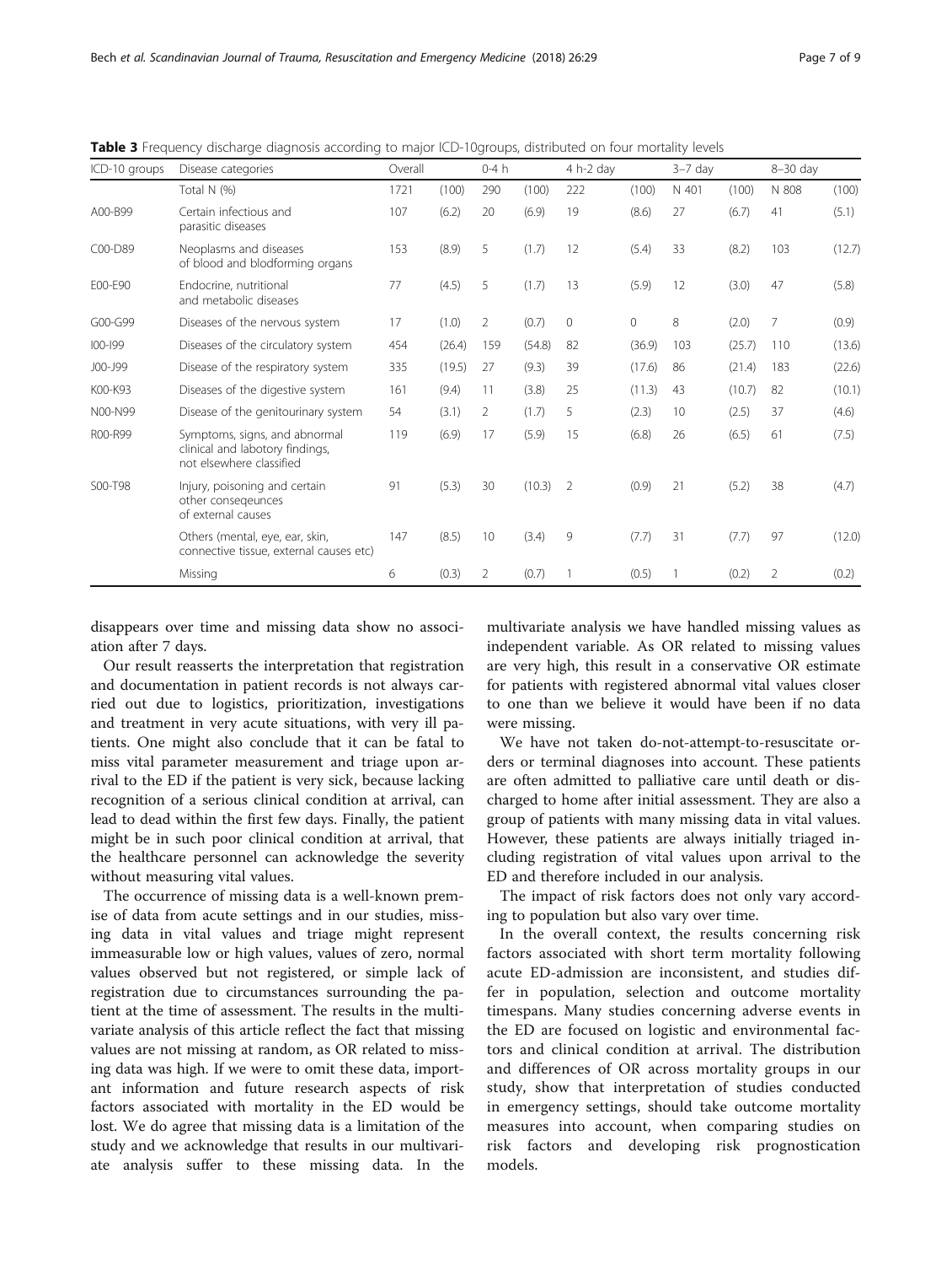**Table 3** Frequency discharge diagnosis according to major ICD-10groups, distributed on four mortality levels

| ICD-10 groups | Disease categories | Overall | | 0-4 h | | 4 h-2 day | | 3–7 day | | 8–30 day | |
|---|---|---|---|---|---|---|---|---|---|---|---|
| | Total N (%) | 1721 | (100) | 290 | (100) | 222 | (100) | N 401 | (100) | N 808 | (100) |
| A00-B99 | Certain infectious and parasitic diseases | 107 | (6.2) | 20 | (6.9) | 19 | (8.6) | 27 | (6.7) | 41 | (5.1) |
| C00-D89 | Neoplasms and diseases of blood and blodforming organs | 153 | (8.9) | 5 | (1.7) | 12 | (5.4) | 33 | (8.2) | 103 | (12.7) |
| E00-E90 | Endocrine, nutritional and metabolic diseases | 77 | (4.5) | 5 | (1.7) | 13 | (5.9) | 12 | (3.0) | 47 | (5.8) |
| G00-G99 | Diseases of the nervous system | 17 | (1.0) | 2 | (0.7) | 0 | 0 | 8 | (2.0) | 7 | (0.9) |
| I00-I99 | Diseases of the circulatory system | 454 | (26.4) | 159 | (54.8) | 82 | (36.9) | 103 | (25.7) | 110 | (13.6) |
| J00-J99 | Disease of the respiratory system | 335 | (19.5) | 27 | (9.3) | 39 | (17.6) | 86 | (21.4) | 183 | (22.6) |
| K00-K93 | Diseases of the digestive system | 161 | (9.4) | 11 | (3.8) | 25 | (11.3) | 43 | (10.7) | 82 | (10.1) |
| N00-N99 | Disease of the genitourinary system | 54 | (3.1) | 2 | (1.7) | 5 | (2.3) | 10 | (2.5) | 37 | (4.6) |
| R00-R99 | Symptoms, signs, and abnormal clinical and labotory findings, not elsewhere classified | 119 | (6.9) | 17 | (5.9) | 15 | (6.8) | 26 | (6.5) | 61 | (7.5) |
| S00-T98 | Injury, poisoning and certain other conseqeunces of external causes | 91 | (5.3) | 30 | (10.3) | 2 | (0.9) | 21 | (5.2) | 38 | (4.7) |
| | Others (mental, eye, ear, skin, connective tissue, external causes etc) | 147 | (8.5) | 10 | (3.4) | 9 | (7.7) | 31 | (7.7) | 97 | (12.0) |
| | Missing | 6 | (0.3) | 2 | (0.7) | 1 | (0.5) | 1 | (0.2) | 2 | (0.2) |

disappears over time and missing data show no association after 7 days.

Our result reasserts the interpretation that registration and documentation in patient records is not always carried out due to logistics, prioritization, investigations and treatment in very acute situations, with very ill patients. One might also conclude that it can be fatal to miss vital parameter measurement and triage upon arrival to the ED if the patient is very sick, because lacking recognition of a serious clinical condition at arrival, can lead to dead within the first few days. Finally, the patient might be in such poor clinical condition at arrival, that the healthcare personnel can acknowledge the severity without measuring vital values.

The occurrence of missing data is a well-known premise of data from acute settings and in our studies, missing data in vital values and triage might represent immeasurable low or high values, values of zero, normal values observed but not registered, or simple lack of registration due to circumstances surrounding the patient at the time of assessment. The results in the multivariate analysis of this article reflect the fact that missing values are not missing at random, as OR related to missing data was high. If we were to omit these data, important information and future research aspects of risk factors associated with mortality in the ED would be lost. We do agree that missing data is a limitation of the study and we acknowledge that results in our multivariate analysis suffer to these missing data. In the multivariate analysis we have handled missing values as independent variable. As OR related to missing values are very high, this result in a conservative OR estimate for patients with registered abnormal vital values closer to one than we believe it would have been if no data were missing.

We have not taken do-not-attempt-to-resuscitate orders or terminal diagnoses into account. These patients are often admitted to palliative care until death or discharged to home after initial assessment. They are also a group of patients with many missing data in vital values. However, these patients are always initially triaged including registration of vital values upon arrival to the ED and therefore included in our analysis.

The impact of risk factors does not only vary according to population but also vary over time.

In the overall context, the results concerning risk factors associated with short term mortality following acute ED-admission are inconsistent, and studies differ in population, selection and outcome mortality timespans. Many studies concerning adverse events in the ED are focused on logistic and environmental factors and clinical condition at arrival. The distribution and differences of OR across mortality groups in our study, show that interpretation of studies conducted in emergency settings, should take outcome mortality measures into account, when comparing studies on risk factors and developing risk prognostication models.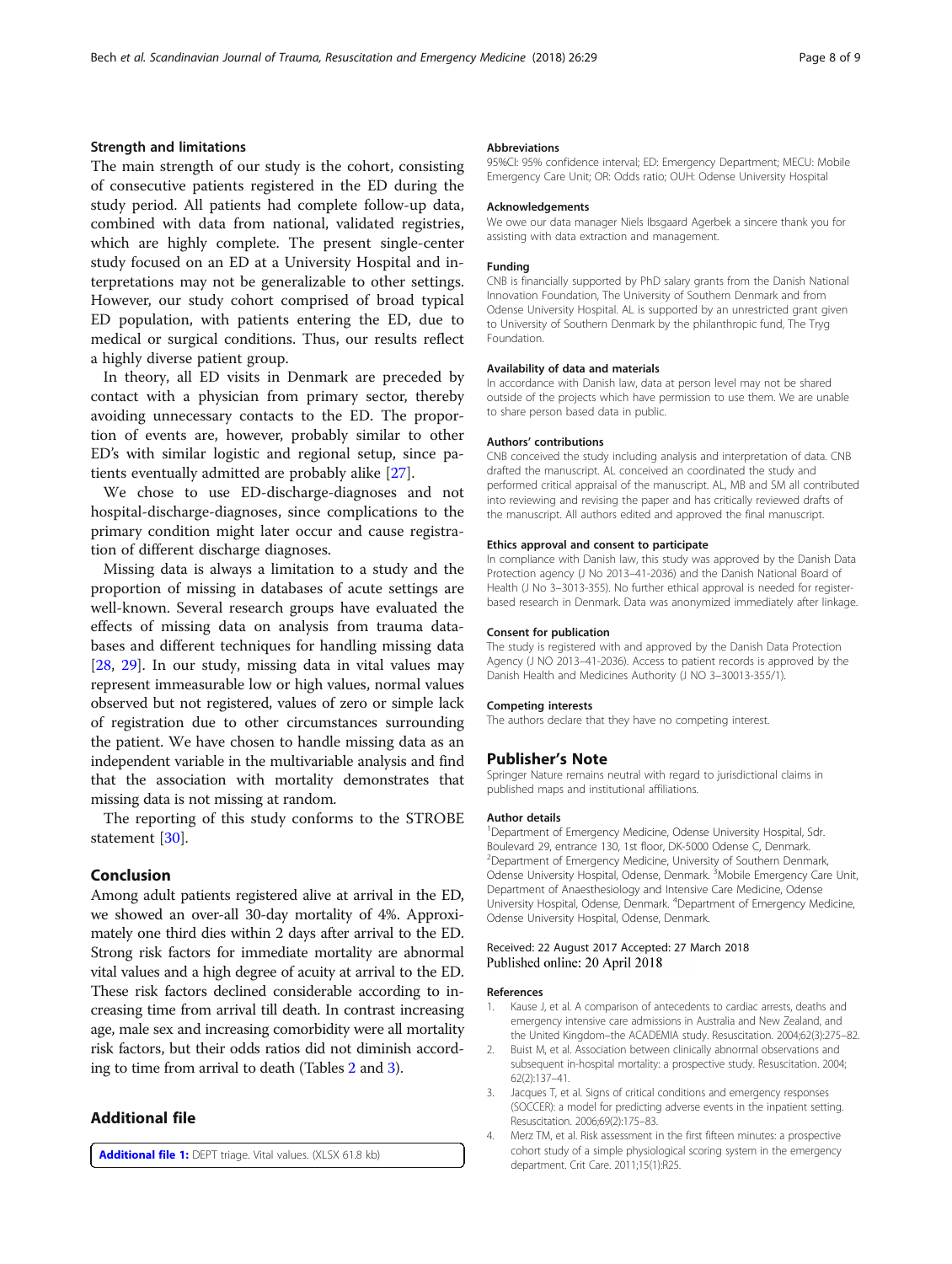### Strength and limitations

The main strength of our study is the cohort, consisting of consecutive patients registered in the ED during the study period. All patients had complete follow-up data, combined with data from national, validated registries, which are highly complete. The present single-center study focused on an ED at a University Hospital and interpretations may not be generalizable to other settings. However, our study cohort comprised of broad typical ED population, with patients entering the ED, due to medical or surgical conditions. Thus, our results reflect a highly diverse patient group.

In theory, all ED visits in Denmark are preceded by contact with a physician from primary sector, thereby avoiding unnecessary contacts to the ED. The proportion of events are, however, probably similar to other ED's with similar logistic and regional setup, since patients eventually admitted are probably alike [27].

We chose to use ED-discharge-diagnoses and not hospital-discharge-diagnoses, since complications to the primary condition might later occur and cause registration of different discharge diagnoses.

Missing data is always a limitation to a study and the proportion of missing in databases of acute settings are well-known. Several research groups have evaluated the effects of missing data on analysis from trauma databases and different techniques for handling missing data [28, 29]. In our study, missing data in vital values may represent immeasurable low or high values, normal values observed but not registered, values of zero or simple lack of registration due to other circumstances surrounding the patient. We have chosen to handle missing data as an independent variable in the multivariable analysis and find that the association with mortality demonstrates that missing data is not missing at random.

The reporting of this study conforms to the STROBE statement [30].

## Conclusion

Among adult patients registered alive at arrival in the ED, we showed an over-all 30-day mortality of 4%. Approximately one third dies within 2 days after arrival to the ED. Strong risk factors for immediate mortality are abnormal vital values and a high degree of acuity at arrival to the ED. These risk factors declined considerable according to increasing time from arrival till death. In contrast increasing age, male sex and increasing comorbidity were all mortality risk factors, but their odds ratios did not diminish according to time from arrival to death (Tables 2 and 3).

## Additional file

**Additional file 1:** DEPT triage. Vital values. (XLSX 61.8 kb)

#### Abbreviations

95%CI: 95% confidence interval; ED: Emergency Department; MECU: Mobile Emergency Care Unit; OR: Odds ratio; OUH: Odense University Hospital

#### Acknowledgements

We owe our data manager Niels Ibsgaard Agerbek a sincere thank you for assisting with data extraction and management.

#### Funding

CNB is financially supported by PhD salary grants from the Danish National Innovation Foundation, The University of Southern Denmark and from Odense University Hospital. AL is supported by an unrestricted grant given to University of Southern Denmark by the philanthropic fund, The Tryg Foundation.

#### Availability of data and materials

In accordance with Danish law, data at person level may not be shared outside of the projects which have permission to use them. We are unable to share person based data in public.

#### Authors' contributions

CNB conceived the study including analysis and interpretation of data. CNB drafted the manuscript. AL conceived an coordinated the study and performed critical appraisal of the manuscript. AL, MB and SM all contributed into reviewing and revising the paper and has critically reviewed drafts of the manuscript. All authors edited and approved the final manuscript.

#### Ethics approval and consent to participate

In compliance with Danish law, this study was approved by the Danish Data Protection agency (J No 2013–41-2036) and the Danish National Board of Health (J No 3–3013-355). No further ethical approval is needed for register-based research in Denmark. Data was anonymized immediately after linkage.

#### Consent for publication

The study is registered with and approved by the Danish Data Protection Agency (J NO 2013–41-2036). Access to patient records is approved by the Danish Health and Medicines Authority (J NO 3–30013-355/1).

#### Competing interests

The authors declare that they have no competing interest.

## Publisher's Note

Springer Nature remains neutral with regard to jurisdictional claims in published maps and institutional affiliations.

#### Author details

[1]Department of Emergency Medicine, Odense University Hospital, Sdr. Boulevard 29, entrance 130, 1st floor, DK-5000 Odense C, Denmark. [2]Department of Emergency Medicine, University of Southern Denmark, Odense University Hospital, Odense, Denmark. [3]Mobile Emergency Care Unit, Department of Anaesthesiology and Intensive Care Medicine, Odense University Hospital, Odense, Denmark. [4]Department of Emergency Medicine, Odense University Hospital, Odense, Denmark.

Received: 22 August 2017 Accepted: 27 March 2018
Published online: 20 April 2018

#### References

1. Kause J, et al. A comparison of antecedents to cardiac arrests, deaths and emergency intensive care admissions in Australia and New Zealand, and the United Kingdom–the ACADEMIA study. Resuscitation. 2004;62(3):275–82.
2. Buist M, et al. Association between clinically abnormal observations and subsequent in-hospital mortality: a prospective study. Resuscitation. 2004; 62(2):137–41.
3. Jacques T, et al. Signs of critical conditions and emergency responses (SOCCER): a model for predicting adverse events in the inpatient setting. Resuscitation. 2006;69(2):175–83.
4. Merz TM, et al. Risk assessment in the first fifteen minutes: a prospective cohort study of a simple physiological scoring system in the emergency department. Crit Care. 2011;15(1):R25.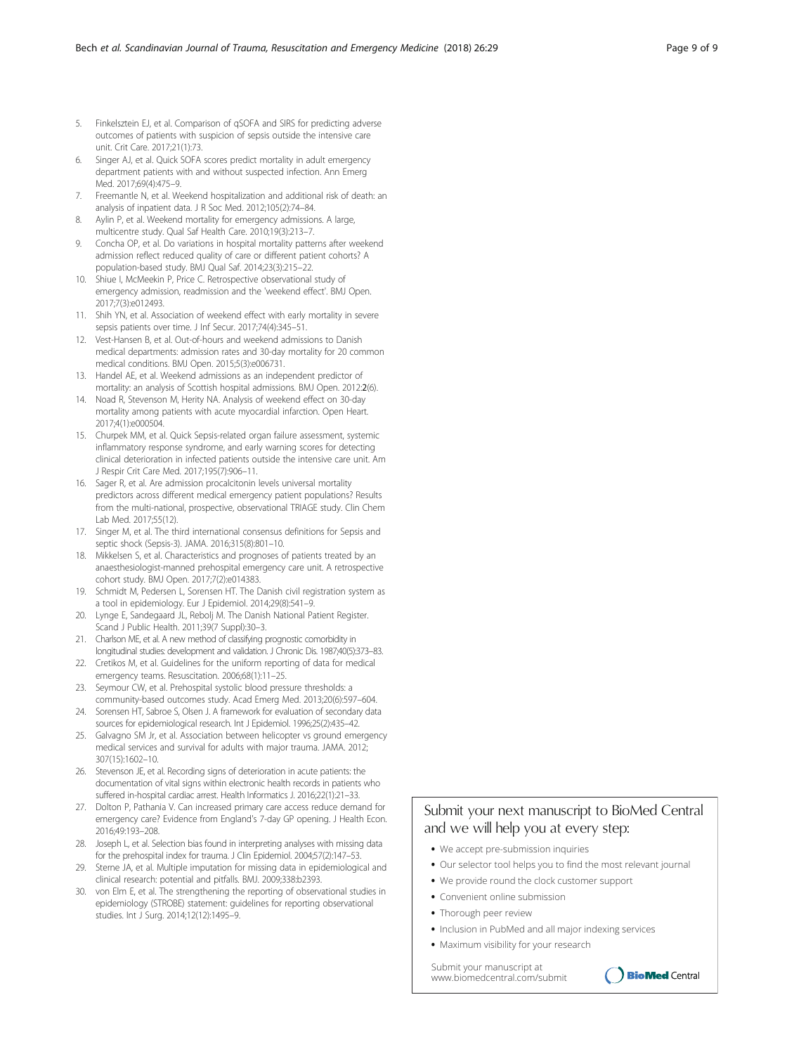5. Finkelsztein EJ, et al. Comparison of qSOFA and SIRS for predicting adverse outcomes of patients with suspicion of sepsis outside the intensive care unit. Crit Care. 2017;21(1):73.
6. Singer AJ, et al. Quick SOFA scores predict mortality in adult emergency department patients with and without suspected infection. Ann Emerg Med. 2017;69(4):475–9.
7. Freemantle N, et al. Weekend hospitalization and additional risk of death: an analysis of inpatient data. J R Soc Med. 2012;105(2):74–84.
8. Aylin P, et al. Weekend mortality for emergency admissions. A large, multicentre study. Qual Saf Health Care. 2010;19(3):213–7.
9. Concha OP, et al. Do variations in hospital mortality patterns after weekend admission reflect reduced quality of care or different patient cohorts? A population-based study. BMJ Qual Saf. 2014;23(3):215–22.
10. Shiue I, McMeekin P, Price C. Retrospective observational study of emergency admission, readmission and the 'weekend effect'. BMJ Open. 2017;7(3):e012493.
11. Shih YN, et al. Association of weekend effect with early mortality in severe sepsis patients over time. J Inf Secur. 2017;74(4):345–51.
12. Vest-Hansen B, et al. Out-of-hours and weekend admissions to Danish medical departments: admission rates and 30-day mortality for 20 common medical conditions. BMJ Open. 2015;5(3):e006731.
13. Handel AE, et al. Weekend admissions as an independent predictor of mortality: an analysis of Scottish hospital admissions. BMJ Open. 2012;**2**(6).
14. Noad R, Stevenson M, Herity NA. Analysis of weekend effect on 30-day mortality among patients with acute myocardial infarction. Open Heart. 2017;4(1):e000504.
15. Churpek MM, et al. Quick Sepsis-related organ failure assessment, systemic inflammatory response syndrome, and early warning scores for detecting clinical deterioration in infected patients outside the intensive care unit. Am J Respir Crit Care Med. 2017;195(7):906–11.
16. Sager R, et al. Are admission procalcitonin levels universal mortality predictors across different medical emergency patient populations? Results from the multi-national, prospective, observational TRIAGE study. Clin Chem Lab Med. 2017;55(12).
17. Singer M, et al. The third international consensus definitions for Sepsis and septic shock (Sepsis-3). JAMA. 2016;315(8):801–10.
18. Mikkelsen S, et al. Characteristics and prognoses of patients treated by an anaesthesiologist-manned prehospital emergency care unit. A retrospective cohort study. BMJ Open. 2017;7(2):e014383.
19. Schmidt M, Pedersen L, Sorensen HT. The Danish civil registration system as a tool in epidemiology. Eur J Epidemiol. 2014;29(8):541–9.
20. Lynge E, Sandegaard JL, Rebolj M. The Danish National Patient Register. Scand J Public Health. 2011;39(7 Suppl):30–3.
21. Charlson ME, et al. A new method of classifying prognostic comorbidity in longitudinal studies: development and validation. J Chronic Dis. 1987;40(5):373–83.
22. Cretikos M, et al. Guidelines for the uniform reporting of data for medical emergency teams. Resuscitation. 2006;68(1):11–25.
23. Seymour CW, et al. Prehospital systolic blood pressure thresholds: a community-based outcomes study. Acad Emerg Med. 2013;20(6):597–604.
24. Sorensen HT, Sabroe S, Olsen J. A framework for evaluation of secondary data sources for epidemiological research. Int J Epidemiol. 1996;25(2):435–42.
25. Galvagno SM Jr, et al. Association between helicopter vs ground emergency medical services and survival for adults with major trauma. JAMA. 2012; 307(15):1602–10.
26. Stevenson JE, et al. Recording signs of deterioration in acute patients: the documentation of vital signs within electronic health records in patients who suffered in-hospital cardiac arrest. Health Informatics J. 2016;22(1):21–33.
27. Dolton P, Pathania V. Can increased primary care access reduce demand for emergency care? Evidence from England's 7-day GP opening. J Health Econ. 2016;49:193–208.
28. Joseph L, et al. Selection bias found in interpreting analyses with missing data for the prehospital index for trauma. J Clin Epidemiol. 2004;57(2):147–53.
29. Sterne JA, et al. Multiple imputation for missing data in epidemiological and clinical research: potential and pitfalls. BMJ. 2009;338:b2393.
30. von Elm E, et al. The strengthening the reporting of observational studies in epidemiology (STROBE) statement: guidelines for reporting observational studies. Int J Surg. 2014;12(12):1495–9.

Submit your next manuscript to BioMed Central and we will help you at every step:

- We accept pre-submission inquiries
- Our selector tool helps you to find the most relevant journal
- We provide round the clock customer support
- Convenient online submission
- Thorough peer review
- Inclusion in PubMed and all major indexing services
- Maximum visibility for your research

Submit your manuscript at
www.biomedcentral.com/submit

BioMed Central